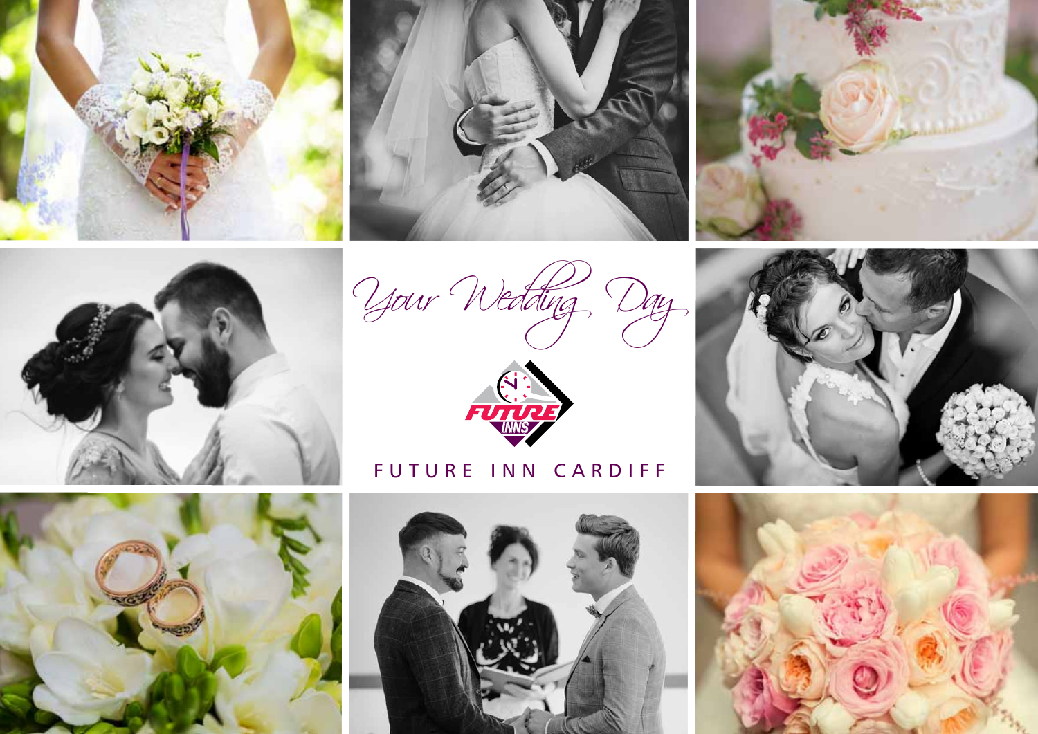# Your Wedding Day

FUTURE INNS

FUTURE INN CARDIFF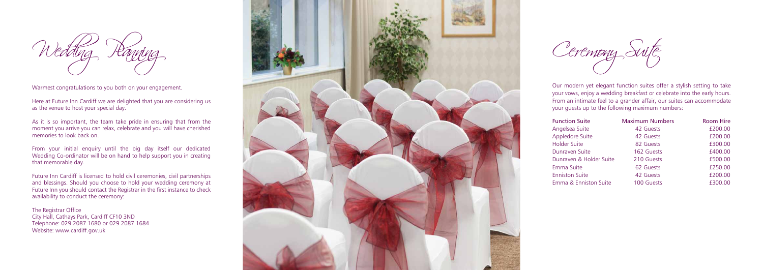# Wedding Planning

Warmest congratulations to you both on your engagement.

Here at Future Inn Cardiff we are delighted that you are considering us as the venue to host your special day.

As it is so important, the team take pride in ensuring that from the moment you arrive you can relax, celebrate and you will have cherished memories to look back on.

From your initial enquiry until the big day itself our dedicated Wedding Co-ordinator will be on hand to help support you in creating that memorable day.

Future Inn Cardiff is licensed to hold civil ceremonies, civil partnerships and blessings. Should you choose to hold your wedding ceremony at Future Inn you should contact the Registrar in the first instance to check availability to conduct the ceremony:

The Registrar Office
City Hall, Cathays Park, Cardiff CF10 3ND
Telephone: 029 2087 1680 or 029 2087 1684
Website: www.cardiff.gov.uk

# Ceremony Suite

Our modern yet elegant function suites offer a stylish setting to take your vows, enjoy a wedding breakfast or celebrate into the early hours. From an intimate feel to a grander affair, our suites can accommodate your guests up to the following maximum numbers:

| Function Suite | Maximum Numbers | Room Hire |
|---|---|---|
| Angelsea Suite | 42 Guests | £200.00 |
| Appledore Suite | 42 Guests | £200.00 |
| Holder Suite | 82 Guests | £300.00 |
| Dunraven Suite | 162 Guests | £400.00 |
| Dunraven & Holder Suite | 210 Guests | £500.00 |
| Emma Suite | 62 Guests | £250.00 |
| Enniston Suite | 42 Guests | £200.00 |
| Emma & Enniston Suite | 100 Guests | £300.00 |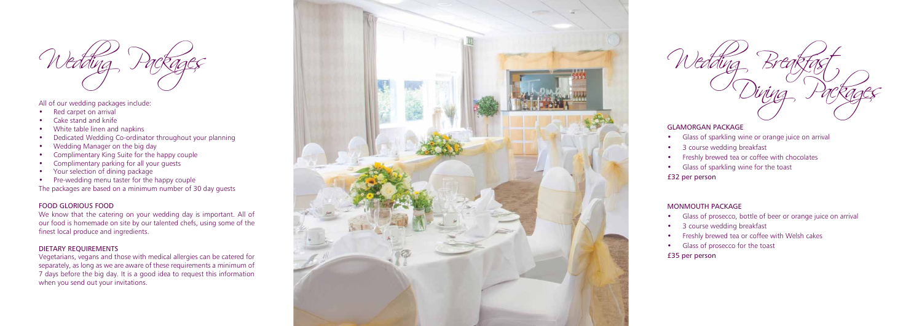# Wedding Packages

All of our wedding packages include:

- Red carpet on arrival
- Cake stand and knife
- White table linen and napkins
- Dedicated Wedding Co-ordinator throughout your planning
- Wedding Manager on the big day
- Complimentary King Suite for the happy couple
- Complimentary parking for all your guests
- Your selection of dining package
- Pre-wedding menu taster for the happy couple

The packages are based on a minimum number of 30 day guests

## FOOD GLORIOUS FOOD

We know that the catering on your wedding day is important. All of our food is homemade on site by our talented chefs, using some of the finest local produce and ingredients.

## DIETARY REQUIREMENTS

Vegetarians, vegans and those with medical allergies can be catered for separately, as long as we are aware of these requirements a minimum of 7 days before the big day. It is a good idea to request this information when you send out your invitations.

# Wedding Breakfast Dining Packages

## GLAMORGAN PACKAGE

- Glass of sparkling wine or orange juice on arrival
- 3 course wedding breakfast
- Freshly brewed tea or coffee with chocolates
- Glass of sparkling wine for the toast

£32 per person

## MONMOUTH PACKAGE

- Glass of prosecco, bottle of beer or orange juice on arrival
- 3 course wedding breakfast
- Freshly brewed tea or coffee with Welsh cakes
- Glass of prosecco for the toast

£35 per person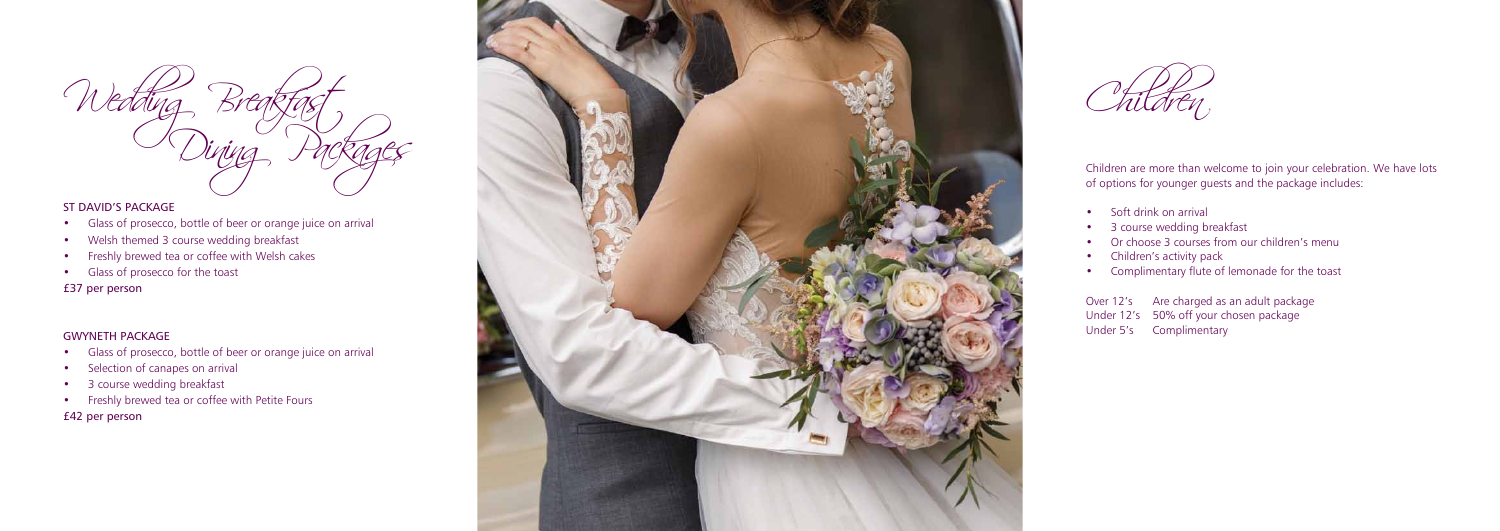# Wedding Breakfast Dining Packages

## ST DAVID'S PACKAGE

- Glass of prosecco, bottle of beer or orange juice on arrival
- Welsh themed 3 course wedding breakfast
- Freshly brewed tea or coffee with Welsh cakes
- Glass of prosecco for the toast

£37 per person

## GWYNETH PACKAGE

- Glass of prosecco, bottle of beer or orange juice on arrival
- Selection of canapes on arrival
- 3 course wedding breakfast
- Freshly brewed tea or coffee with Petite Fours

£42 per person

# Children

Children are more than welcome to join your celebration. We have lots of options for younger guests and the package includes:

- Soft drink on arrival
- 3 course wedding breakfast
- Or choose 3 courses from our children's menu
- Children's activity pack
- Complimentary flute of lemonade for the toast

| | |
|---|---|
| Over 12's | Are charged as an adult package |
| Under 12's | 50% off your chosen package |
| Under 5's | Complimentary |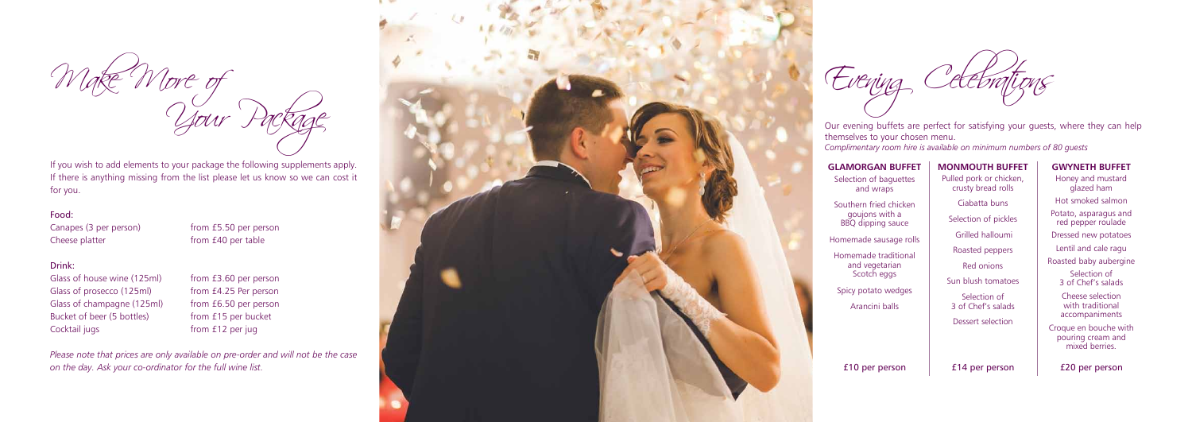# Make More of Your Package

If you wish to add elements to your package the following supplements apply. If there is anything missing from the list please let us know so we can cost it for you.

### Food:

| | |
|---|---|
| Canapes (3 per person) | from £5.50 per person |
| Cheese platter | from £40 per table |

### Drink:

| | |
|---|---|
| Glass of house wine (125ml) | from £3.60 per person |
| Glass of prosecco (125ml) | from £4.25 Per person |
| Glass of champagne (125ml) | from £6.50 per person |
| Bucket of beer (5 bottles) | from £15 per bucket |
| Cocktail jugs | from £12 per jug |

*Please note that prices are only available on pre-order and will not be the case on the day. Ask your co-ordinator for the full wine list.*

# Evening Celebrations

Our evening buffets are perfect for satisfying your guests, where they can help themselves to your chosen menu.
*Complimentary room hire is available on minimum numbers of 80 guests*

### GLAMORGAN BUFFET

- Selection of baguettes and wraps
- Southern fried chicken goujons with a BBQ dipping sauce
- Homemade sausage rolls
- Homemade traditional and vegetarian Scotch eggs
- Spicy potato wedges
- Arancini balls

£10 per person

### MONMOUTH BUFFET

- Pulled pork or chicken, crusty bread rolls
- Ciabatta buns
- Selection of pickles
- Grilled halloumi
- Roasted peppers
- Red onions
- Sun blush tomatoes
- Selection of 3 of Chef's salads
- Dessert selection

£14 per person

### GWYNETH BUFFET

- Honey and mustard glazed ham
- Hot smoked salmon
- Potato, asparagus and red pepper roulade
- Dressed new potatoes
- Lentil and cale ragu
- Roasted baby aubergine
- Selection of 3 of Chef's salads
- Cheese selection with traditional accompaniments
- Croque en bouche with pouring cream and mixed berries.

£20 per person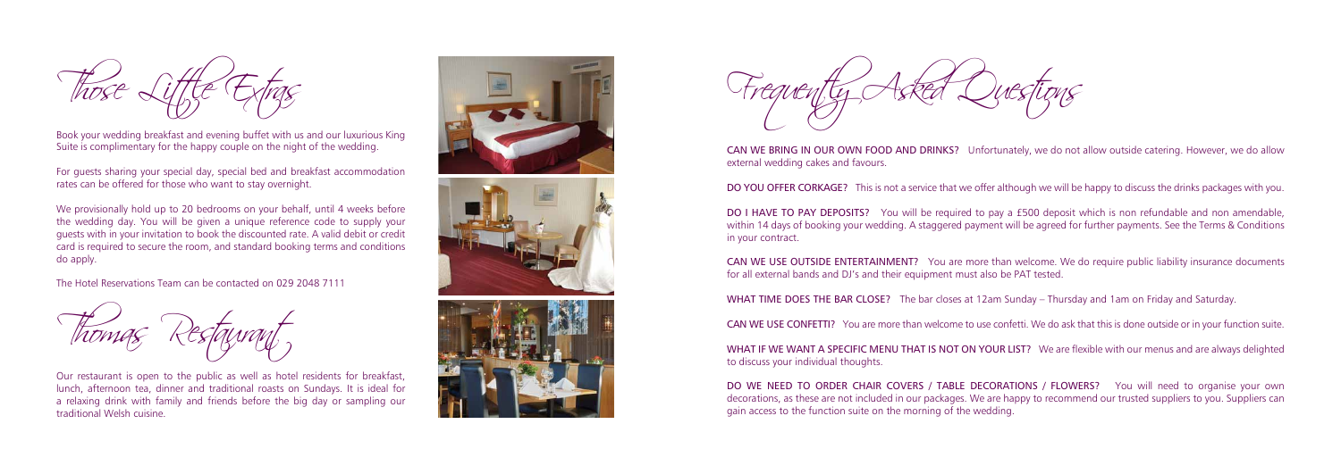# Those Little Extras

Book your wedding breakfast and evening buffet with us and our luxurious King Suite is complimentary for the happy couple on the night of the wedding.

For guests sharing your special day, special bed and breakfast accommodation rates can be offered for those who want to stay overnight.

We provisionally hold up to 20 bedrooms on your behalf, until 4 weeks before the wedding day. You will be given a unique reference code to supply your guests with in your invitation to book the discounted rate. A valid debit or credit card is required to secure the room, and standard booking terms and conditions do apply.

The Hotel Reservations Team can be contacted on 029 2048 7111

# Thomas Restaurant

Our restaurant is open to the public as well as hotel residents for breakfast, lunch, afternoon tea, dinner and traditional roasts on Sundays. It is ideal for a relaxing drink with family and friends before the big day or sampling our traditional Welsh cuisine.

# Frequently Asked Questions

**CAN WE BRING IN OUR OWN FOOD AND DRINKS?** Unfortunately, we do not allow outside catering. However, we do allow external wedding cakes and favours.

**DO YOU OFFER CORKAGE?** This is not a service that we offer although we will be happy to discuss the drinks packages with you.

**DO I HAVE TO PAY DEPOSITS?** You will be required to pay a £500 deposit which is non refundable and non amendable, within 14 days of booking your wedding. A staggered payment will be agreed for further payments. See the Terms & Conditions in your contract.

**CAN WE USE OUTSIDE ENTERTAINMENT?** You are more than welcome. We do require public liability insurance documents for all external bands and DJ's and their equipment must also be PAT tested.

**WHAT TIME DOES THE BAR CLOSE?** The bar closes at 12am Sunday – Thursday and 1am on Friday and Saturday.

**CAN WE USE CONFETTI?** You are more than welcome to use confetti. We do ask that this is done outside or in your function suite.

**WHAT IF WE WANT A SPECIFIC MENU THAT IS NOT ON YOUR LIST?** We are flexible with our menus and are always delighted to discuss your individual thoughts.

**DO WE NEED TO ORDER CHAIR COVERS / TABLE DECORATIONS / FLOWERS?** You will need to organise your own decorations, as these are not included in our packages. We are happy to recommend our trusted suppliers to you. Suppliers can gain access to the function suite on the morning of the wedding.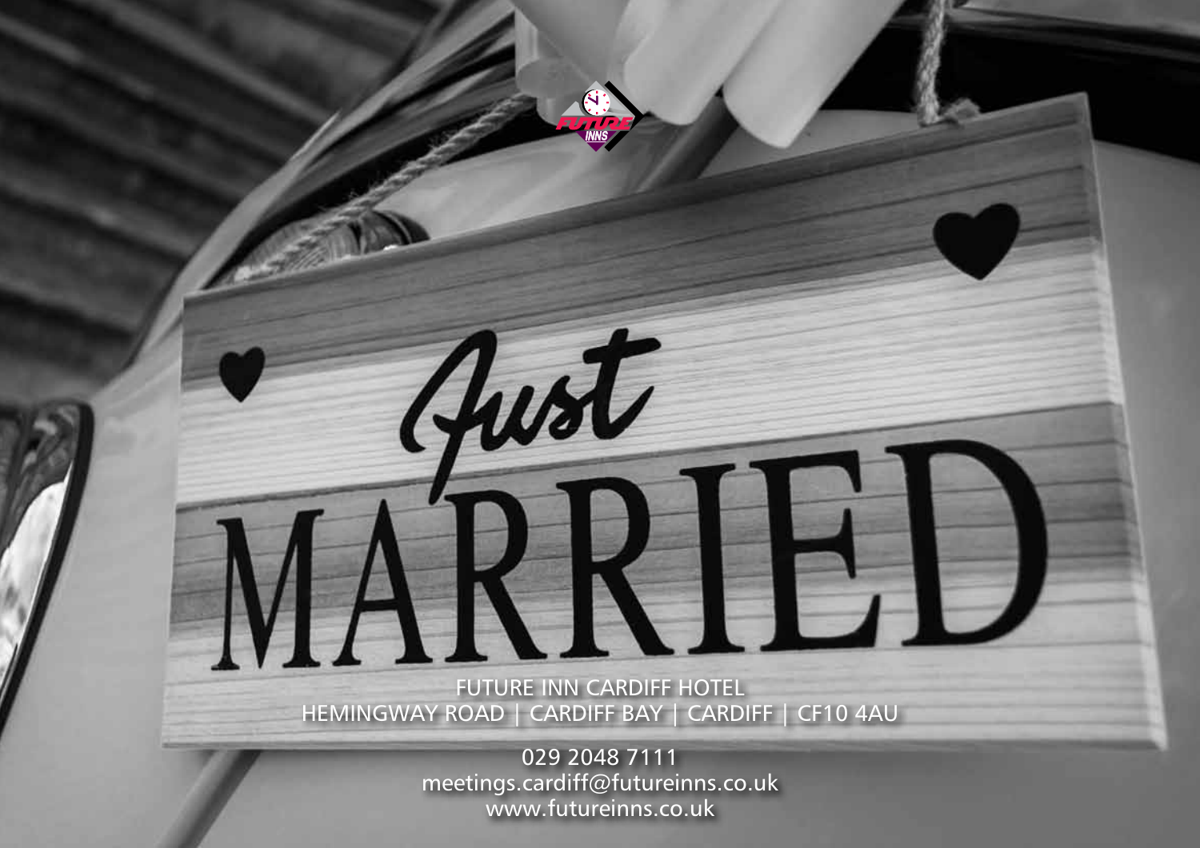FUTURE INN CARDIFF HOTEL
HEMINGWAY ROAD | CARDIFF BAY | CARDIFF | CF10 4AU

029 2048 7111
meetings.cardiff@futureinns.co.uk
www.futureinns.co.uk